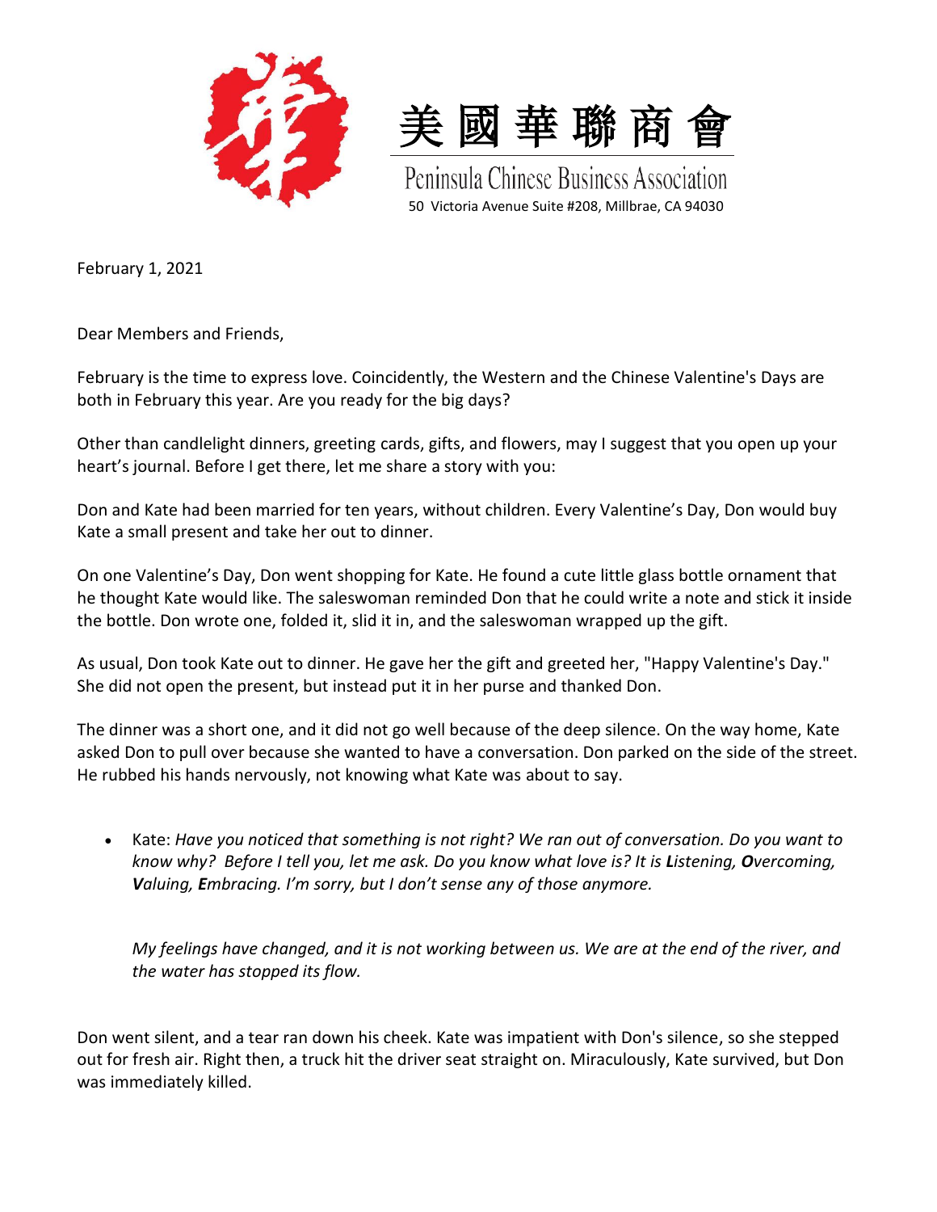美國華聯商會

Peninsula Chinese Business Association

50 Victoria Avenue Suite #208, Millbrae, CA 94030

February 1, 2021

Dear Members and Friends,

February is the time to express love. Coincidently, the Western and the Chinese Valentine's Days are both in February this year. Are you ready for the big days?

Other than candlelight dinners, greeting cards, gifts, and flowers, may I suggest that you open up your heart's journal. Before I get there, let me share a story with you:

Don and Kate had been married for ten years, without children. Every Valentine's Day, Don would buy Kate a small present and take her out to dinner.

On one Valentine's Day, Don went shopping for Kate. He found a cute little glass bottle ornament that he thought Kate would like. The saleswoman reminded Don that he could write a note and stick it inside the bottle. Don wrote one, folded it, slid it in, and the saleswoman wrapped up the gift.

As usual, Don took Kate out to dinner. He gave her the gift and greeted her, "Happy Valentine's Day." She did not open the present, but instead put it in her purse and thanked Don.

The dinner was a short one, and it did not go well because of the deep silence. On the way home, Kate asked Don to pull over because she wanted to have a conversation. Don parked on the side of the street. He rubbed his hands nervously, not knowing what Kate was about to say.

- Kate: *Have you noticed that something is not right? We ran out of conversation. Do you want to know why? Before I tell you, let me ask. Do you know what love is? It is* ***L****istening,* ***O****vercoming,* ***V****aluing,* ***E****mbracing. I'm sorry, but I don't sense any of those anymore.*

  *My feelings have changed, and it is not working between us. We are at the end of the river, and the water has stopped its flow.*

Don went silent, and a tear ran down his cheek. Kate was impatient with Don's silence, so she stepped out for fresh air. Right then, a truck hit the driver seat straight on. Miraculously, Kate survived, but Don was immediately killed.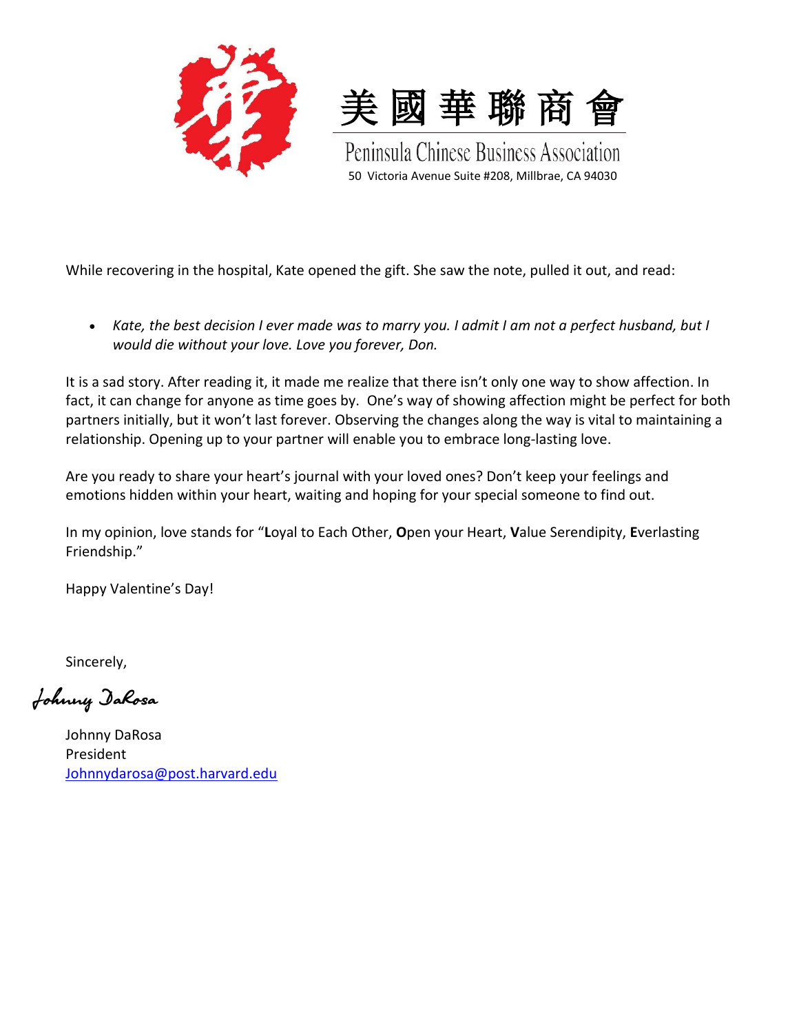美國華聯商會

Peninsula Chinese Business Association

50 Victoria Avenue Suite #208, Millbrae, CA 94030

While recovering in the hospital, Kate opened the gift. She saw the note, pulled it out, and read:

- *Kate, the best decision I ever made was to marry you. I admit I am not a perfect husband, but I would die without your love. Love you forever, Don.*

It is a sad story. After reading it, it made me realize that there isn't only one way to show affection. In fact, it can change for anyone as time goes by. One's way of showing affection might be perfect for both partners initially, but it won't last forever. Observing the changes along the way is vital to maintaining a relationship. Opening up to your partner will enable you to embrace long-lasting love.

Are you ready to share your heart's journal with your loved ones? Don't keep your feelings and emotions hidden within your heart, waiting and hoping for your special someone to find out.

In my opinion, love stands for "**L**oyal to Each Other, **O**pen your Heart, **V**alue Serendipity, **E**verlasting Friendship."

Happy Valentine's Day!

Sincerely,

*Johnny DaRosa*

Johnny DaRosa
President
Johnnydarosa@post.harvard.edu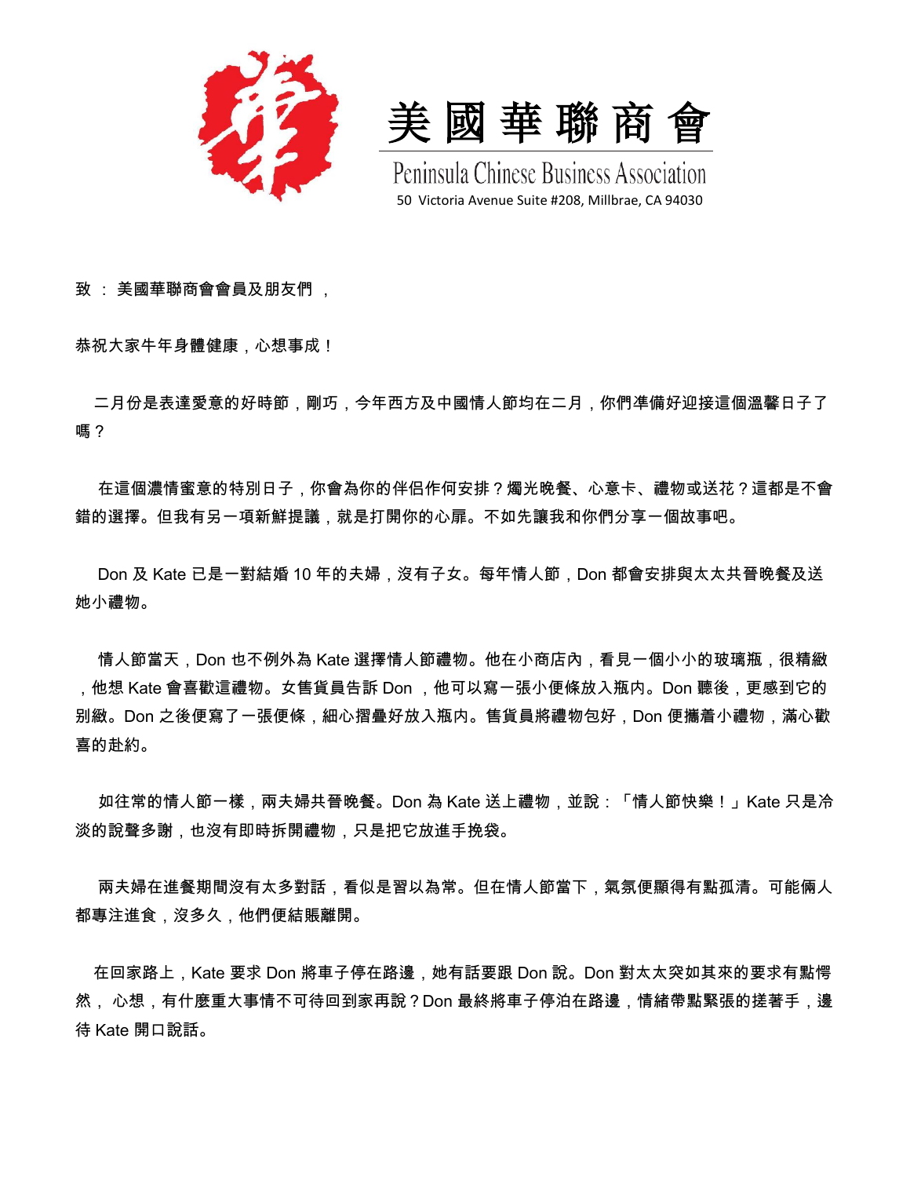# 美國華聯商會

Peninsula Chinese Business Association

50 Victoria Avenue Suite #208, Millbrae, CA 94030

致 ： 美國華聯商會會員及朋友們 ，

恭祝大家牛年身體健康，心想事成！

二月份是表達愛意的好時節，剛巧，今年西方及中國情人節均在二月，你們準備好迎接這個溫馨日子了嗎？

在這個濃情蜜意的特別日子，你會為你的伴侶作何安排？燭光晚餐、心意卡、禮物或送花？這都是不會錯的選擇。但我有另一項新鮮提議，就是打開你的心扉。不如先讓我和你們分享一個故事吧。

Don 及 Kate 已是一對結婚 10 年的夫婦，沒有子女。每年情人節，Don 都會安排與太太共晉晚餐及送她小禮物。

情人節當天，Don 也不例外為 Kate 選擇情人節禮物。他在小商店內，看見一個小小的玻璃瓶，很精緻，他想 Kate 會喜歡這禮物。女售貨員告訴 Don ，他可以寫一張小便條放入瓶內。Don 聽後，更感到它的別緻。Don 之後便寫了一張便條，細心摺疊好放入瓶內。售貨員將禮物包好，Don 便攜着小禮物，滿心歡喜的赴約。

如往常的情人節一樣，兩夫婦共晉晚餐。Don 為 Kate 送上禮物，並說：「情人節快樂！」Kate 只是冷淡的說聲多謝，也沒有即時拆開禮物，只是把它放進手挽袋。

兩夫婦在進餐期間沒有太多對話，看似是習以為常。但在情人節當下，氣氛便顯得有點孤清。可能倆人都專注進食，沒多久，他們便結賬離開。

在回家路上，Kate 要求 Don 將車子停在路邊，她有話要跟 Don 說。Don 對太太突如其來的要求有點愕然， 心想，有什麼重大事情不可待回到家再說？Don 最終將車子停泊在路邊，情緒帶點緊張的搓著手，邊待 Kate 開口說話。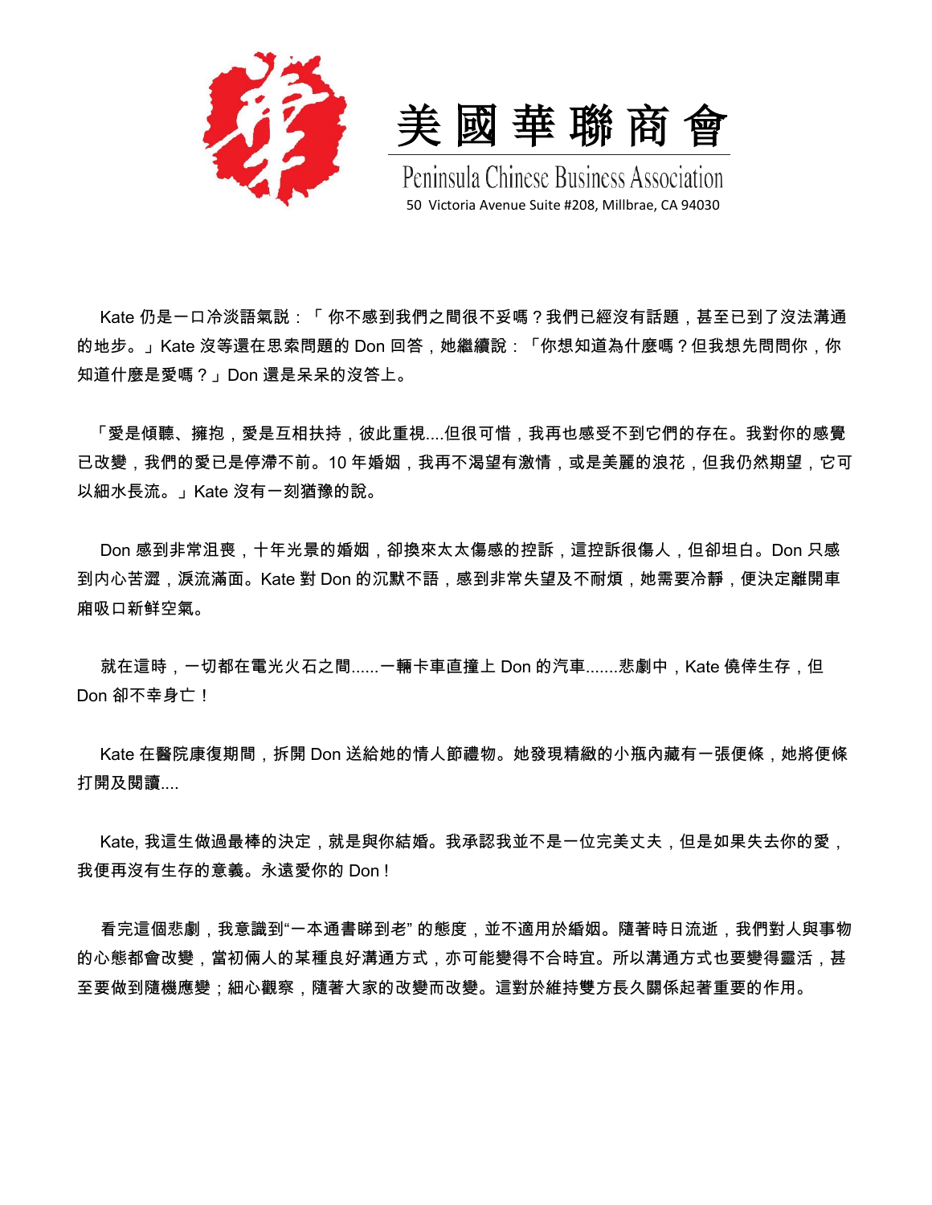Kate 仍是一口冷淡語氣說：「 你不感到我們之間很不妥嗎？我們已經沒有話題，甚至已到了沒法溝通的地步。」Kate 沒等還在思索問題的 Don 回答，她繼續說：「你想知道為什麼嗎？但我想先問問你，你知道什麼是愛嗎？」Don 還是呆呆的沒答上。

「愛是傾聽、擁抱，愛是互相扶持，彼此重視....但很可惜，我再也感受不到它們的存在。我對你的感覺已改變，我們的愛已是停滯不前。10 年婚姻，我再不渴望有激情，或是美麗的浪花，但我仍然期望，它可以細水長流。」Kate 沒有一刻猶豫的說。

Don 感到非常沮喪，十年光景的婚姻，卻換來太太傷感的控訴，這控訴很傷人，但卻坦白。Don 只感到內心苦澀，淚流滿面。Kate 對 Don 的沉默不語，感到非常失望及不耐煩，她需要冷靜，便決定離開車廂吸口新鮮空氣。

就在這時，一切都在電光火石之間......一輛卡車直撞上 Don 的汽車.......悲劇中，Kate 僥倖生存，但 Don 卻不幸身亡！

Kate 在醫院康復期間，拆開 Don 送給她的情人節禮物。她發現精緻的小瓶內藏有一張便條，她將便條打開及閱讀....

Kate, 我這生做過最棒的決定，就是與你結婚。我承認我並不是一位完美丈夫，但是如果失去你的愛，我便再沒有生存的意義。永遠愛你的 Don！

看完這個悲劇，我意識到"一本通書睇到老" 的態度，並不適用於婚姻。隨著時日流逝，我們對人與事物的心態都會改變，當初倆人的某種良好溝通方式，亦可能變得不合時宜。所以溝通方式也要變得靈活，甚至要做到隨機應變；細心觀察，隨著大家的改變而改變。這對於維持雙方長久關係起著重要的作用。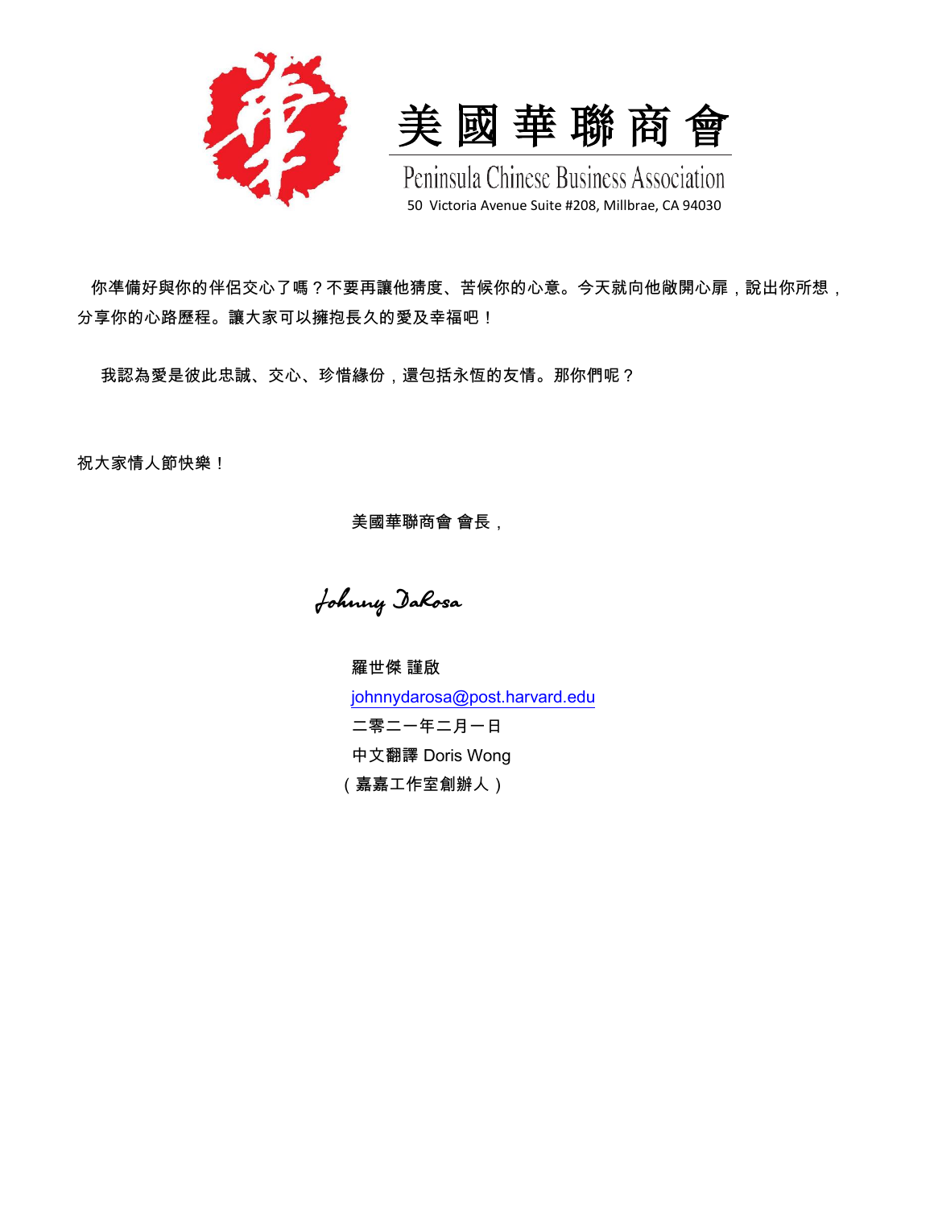# 美國華聯商會

Peninsula Chinese Business Association

50 Victoria Avenue Suite #208, Millbrae, CA 94030

你準備好與你的伴侶交心了嗎？不要再讓他猜度、苦候你的心意。今天就向他敞開心扉，說出你所想，分享你的心路歷程。讓大家可以擁抱長久的愛及幸福吧！

我認為愛是彼此忠誠、交心、珍惜緣份，還包括永恆的友情。那你們呢？

祝大家情人節快樂！

美國華聯商會 會長，

Johnny DaRosa

羅世傑 謹啟

johnnydarosa@post.harvard.edu

二零二一年二月一日

中文翻譯 Doris Wong

（嘉嘉工作室創辦人）